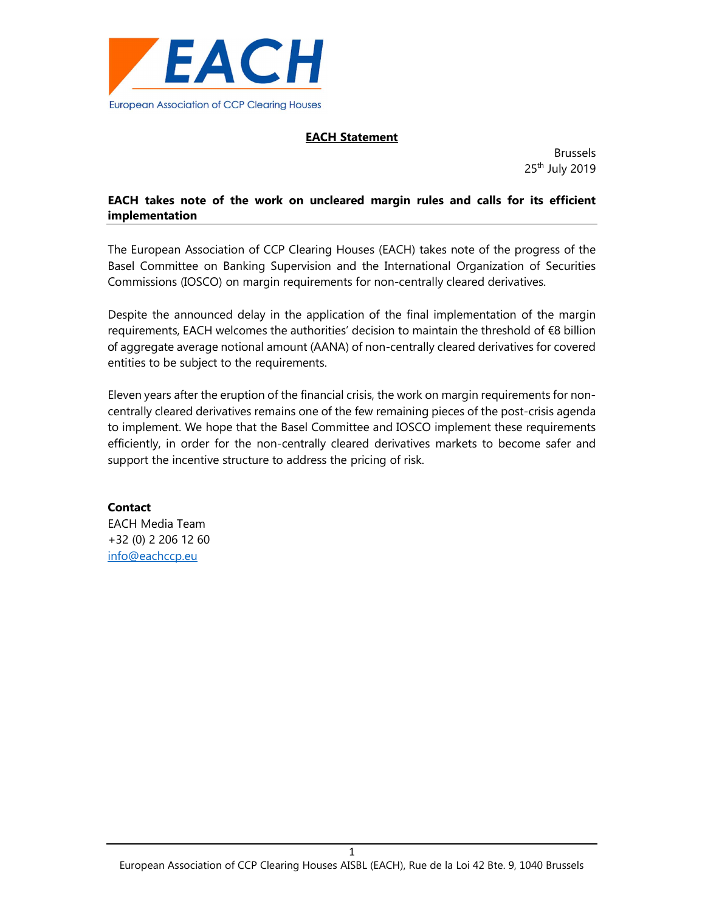EACH

European Association of CCP Clearing Houses

**EACH Statement**

Brussels
25th July 2019

**EACH takes note of the work on uncleared margin rules and calls for its efficient implementation**

The European Association of CCP Clearing Houses (EACH) takes note of the progress of the Basel Committee on Banking Supervision and the International Organization of Securities Commissions (IOSCO) on margin requirements for non-centrally cleared derivatives.

Despite the announced delay in the application of the final implementation of the margin requirements, EACH welcomes the authorities' decision to maintain the threshold of €8 billion of aggregate average notional amount (AANA) of non-centrally cleared derivatives for covered entities to be subject to the requirements.

Eleven years after the eruption of the financial crisis, the work on margin requirements for non-centrally cleared derivatives remains one of the few remaining pieces of the post-crisis agenda to implement. We hope that the Basel Committee and IOSCO implement these requirements efficiently, in order for the non-centrally cleared derivatives markets to become safer and support the incentive structure to address the pricing of risk.

**Contact**
EACH Media Team
+32 (0) 2 206 12 60
info@eachccp.eu

European Association of CCP Clearing Houses AISBL (EACH), Rue de la Loi 42 Bte. 9, 1040 Brussels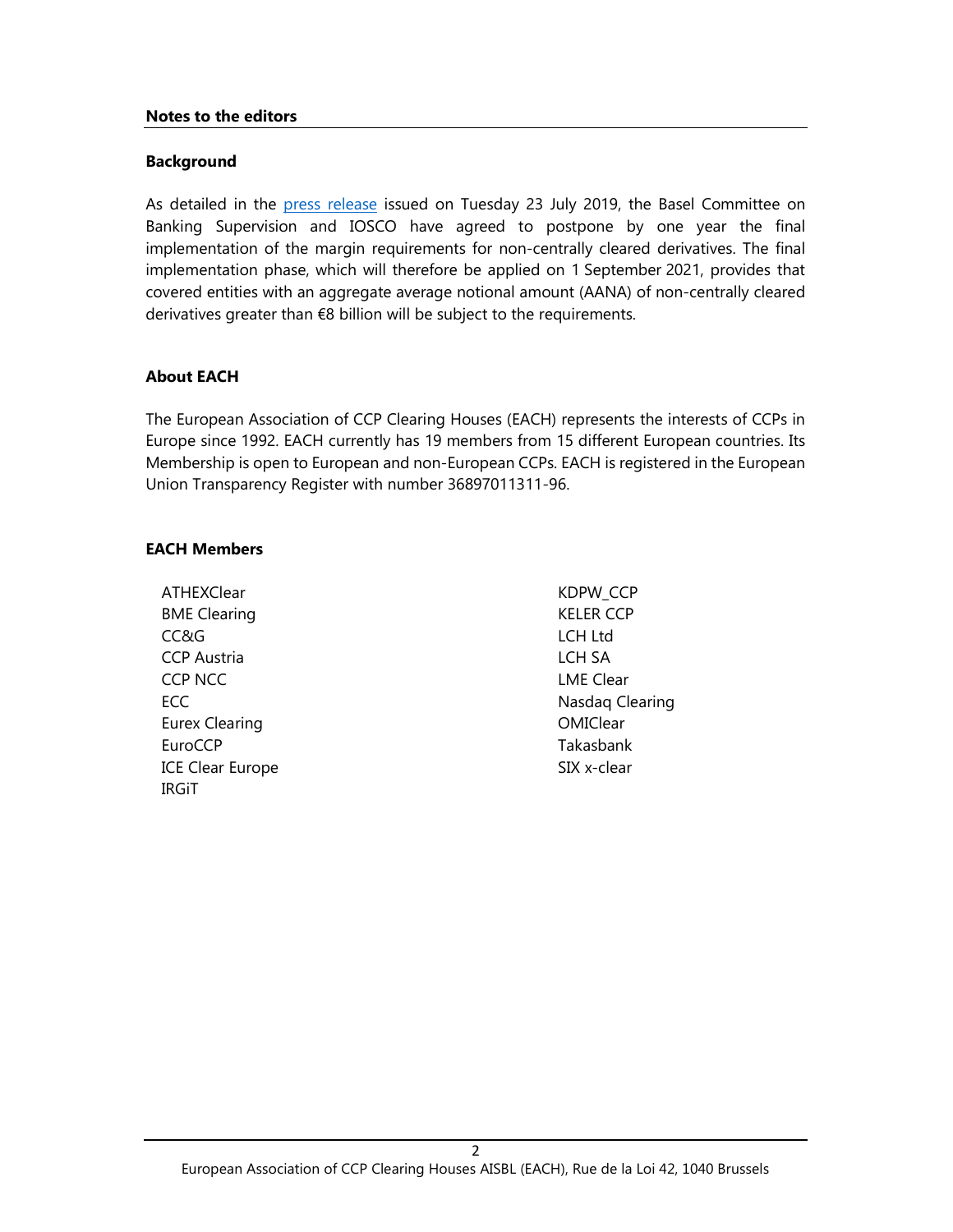**Notes to the editors**

**Background**

As detailed in the press release issued on Tuesday 23 July 2019, the Basel Committee on Banking Supervision and IOSCO have agreed to postpone by one year the final implementation of the margin requirements for non-centrally cleared derivatives. The final implementation phase, which will therefore be applied on 1 September 2021, provides that covered entities with an aggregate average notional amount (AANA) of non-centrally cleared derivatives greater than €8 billion will be subject to the requirements.

**About EACH**

The European Association of CCP Clearing Houses (EACH) represents the interests of CCPs in Europe since 1992. EACH currently has 19 members from 15 different European countries. Its Membership is open to European and non-European CCPs. EACH is registered in the European Union Transparency Register with number 36897011311-96.

**EACH Members**

- ATHEXClear
- BME Clearing
- CC&G
- CCP Austria
- CCP NCC
- ECC
- Eurex Clearing
- EuroCCP
- ICE Clear Europe
- IRGiT
- KDPW_CCP
- KELER CCP
- LCH Ltd
- LCH SA
- LME Clear
- Nasdaq Clearing
- OMIClear
- Takasbank
- SIX x-clear

European Association of CCP Clearing Houses AISBL (EACH), Rue de la Loi 42, 1040 Brussels